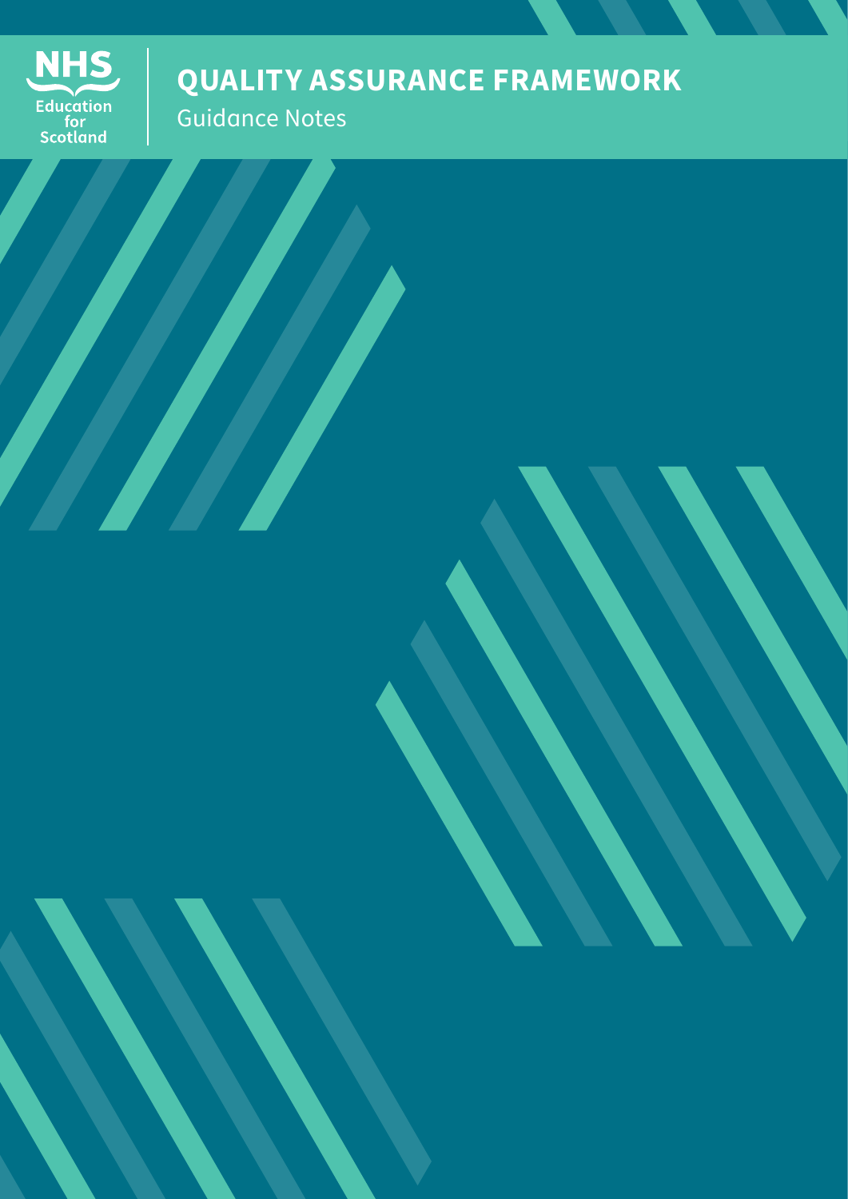NHS Education for Scotland

# QUALITY ASSURANCE FRAMEWORK

Guidance Notes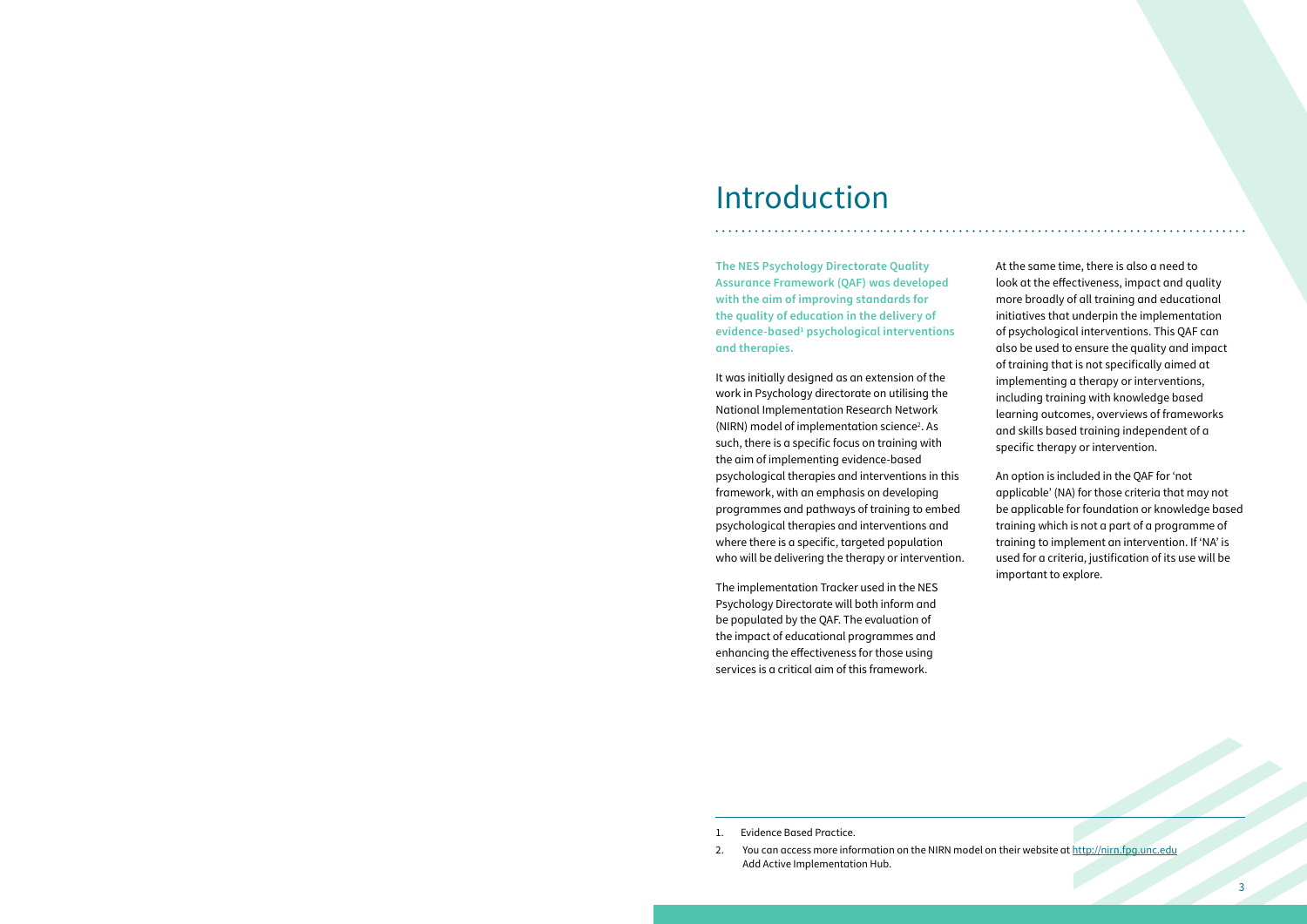# Introduction

**The NES Psychology Directorate Quality Assurance Framework (QAF) was developed with the aim of improving standards for the quality of education in the delivery of evidence-based[1] psychological interventions and therapies.**

It was initially designed as an extension of the work in Psychology directorate on utilising the National Implementation Research Network (NIRN) model of implementation science[2]. As such, there is a specific focus on training with the aim of implementing evidence-based psychological therapies and interventions in this framework, with an emphasis on developing programmes and pathways of training to embed psychological therapies and interventions and where there is a specific, targeted population who will be delivering the therapy or intervention.

The implementation Tracker used in the NES Psychology Directorate will both inform and be populated by the QAF. The evaluation of the impact of educational programmes and enhancing the effectiveness for those using services is a critical aim of this framework.

At the same time, there is also a need to look at the effectiveness, impact and quality more broadly of all training and educational initiatives that underpin the implementation of psychological interventions. This QAF can also be used to ensure the quality and impact of training that is not specifically aimed at implementing a therapy or interventions, including training with knowledge based learning outcomes, overviews of frameworks and skills based training independent of a specific therapy or intervention.

An option is included in the QAF for 'not applicable' (NA) for those criteria that may not be applicable for foundation or knowledge based training which is not a part of a programme of training to implement an intervention. If 'NA' is used for a criteria, justification of its use will be important to explore.

---

1. Evidence Based Practice.
2. You can access more information on the NIRN model on their website at http://nirn.fpg.unc.edu Add Active Implementation Hub.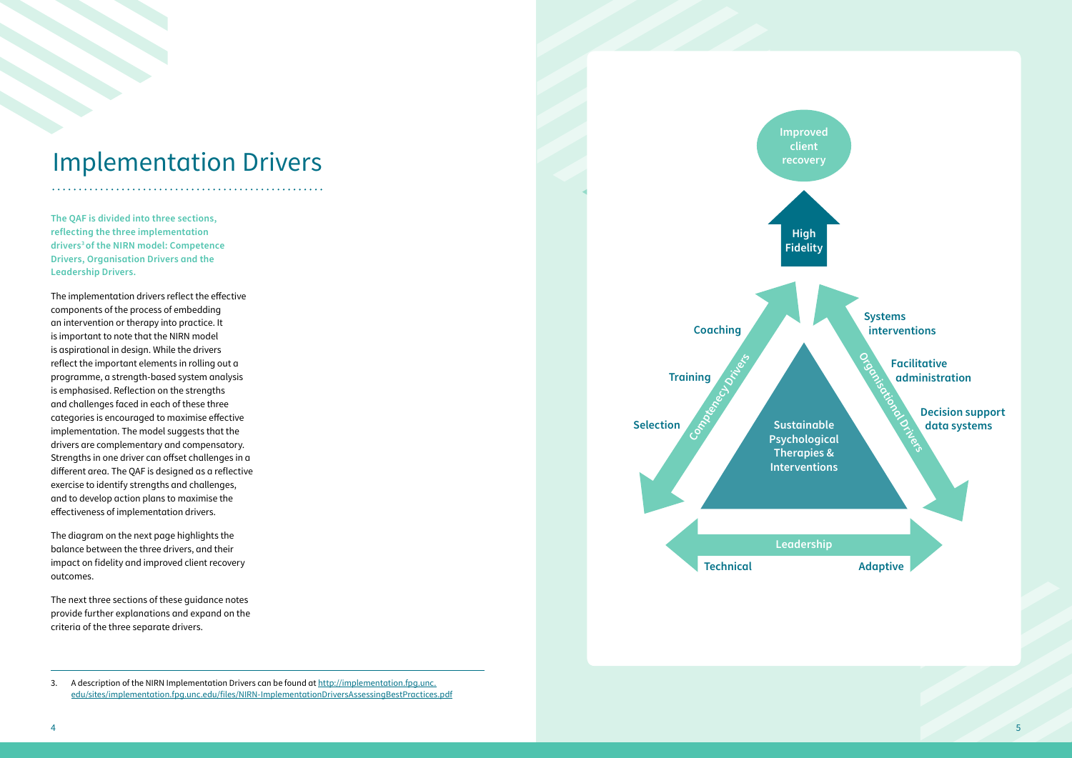# Implementation Drivers

**The QAF is divided into three sections, reflecting the three implementation drivers[3] of the NIRN model: Competence Drivers, Organisation Drivers and the Leadership Drivers.**

The implementation drivers reflect the effective components of the process of embedding an intervention or therapy into practice. It is important to note that the NIRN model is aspirational in design. While the drivers reflect the important elements in rolling out a programme, a strength-based system analysis is emphasised. Reflection on the strengths and challenges faced in each of these three categories is encouraged to maximise effective implementation. The model suggests that the drivers are complementary and compensatory. Strengths in one driver can offset challenges in a different area. The QAF is designed as a reflective exercise to identify strengths and challenges, and to develop action plans to maximise the effectiveness of implementation drivers.

The diagram on the next page highlights the balance between the three drivers, and their impact on fidelity and improved client recovery outcomes.

The next three sections of these guidance notes provide further explanations and expand on the criteria of the three separate drivers.

3. A description of the NIRN Implementation Drivers can be found at http://implementation.fpg.unc.edu/sites/implementation.fpg.unc.edu/files/NIRN-ImplementationDriversAssessingBestPractices.pdf

Improved client recovery

High Fidelity

Competency Drivers: Coaching, Training, Selection

Organisational Drivers: Systems interventions, Facilitative administration, Decision support data systems

Sustainable Psychological Therapies & Interventions

Leadership: Technical, Adaptive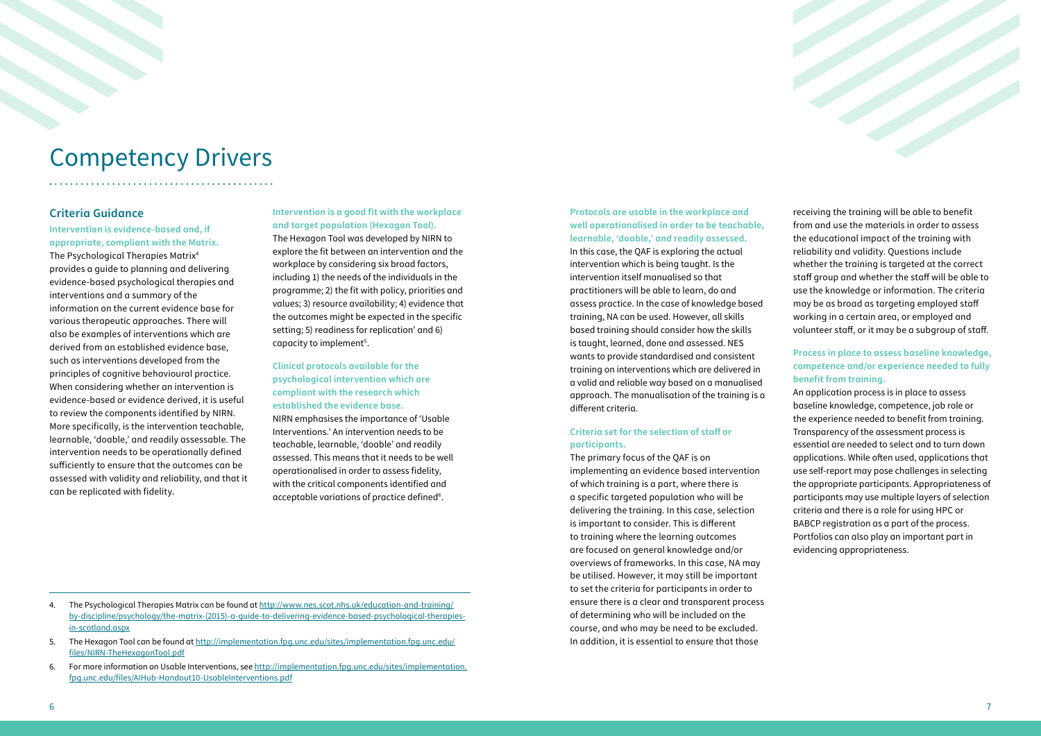# Competency Drivers

## Criteria Guidance

### Intervention is evidence-based and, if appropriate, compliant with the Matrix.

The Psychological Therapies Matrix[4] provides a guide to planning and delivering evidence-based psychological therapies and interventions and a summary of the information on the current evidence base for various therapeutic approaches. There will also be examples of interventions which are derived from an established evidence base, such as interventions developed from the principles of cognitive behavioural practice. When considering whether an intervention is evidence-based or evidence derived, it is useful to review the components identified by NIRN. More specifically, is the intervention teachable, learnable, 'doable,' and readily assessable. The intervention needs to be operationally defined sufficiently to ensure that the outcomes can be assessed with validity and reliability, and that it can be replicated with fidelity.

### Intervention is a good fit with the workplace and target population (Hexagon Tool).

The Hexagon Tool was developed by NIRN to explore the fit between an intervention and the workplace by considering six broad factors, including 1) the needs of the individuals in the programme; 2) the fit with policy, priorities and values; 3) resource availability; 4) evidence that the outcomes might be expected in the specific setting; 5) readiness for replication' and 6) capacity to implement[5].

### Clinical protocols available for the psychological intervention which are compliant with the research which established the evidence base.

NIRN emphasises the importance of 'Usable Interventions.' An intervention needs to be teachable, learnable, 'doable' and readily assessed. This means that it needs to be well operationalised in order to assess fidelity, with the critical components identified and acceptable variations of practice defined[6].

### Protocols are usable in the workplace and well operationalised in order to be teachable, learnable, 'doable,' and readily assessed.

In this case, the QAF is exploring the actual intervention which is being taught. Is the intervention itself manualised so that practitioners will be able to learn, do and assess practice. In the case of knowledge based training, NA can be used. However, all skills based training should consider how the skills is taught, learned, done and assessed. NES wants to provide standardised and consistent training on interventions which are delivered in a valid and reliable way based on a manualised approach. The manualisation of the training is a different criteria.

### Criteria set for the selection of staff or participants.

The primary focus of the QAF is on implementing an evidence based intervention of which training is a part, where there is a specific targeted population who will be delivering the training. In this case, selection is important to consider. This is different to training where the learning outcomes are focused on general knowledge and/or overviews of frameworks. In this case, NA may be utilised. However, it may still be important to set the criteria for participants in order to ensure there is a clear and transparent process of determining who will be included on the course, and who may be need to be excluded. In addition, it is essential to ensure that those receiving the training will be able to benefit from and use the materials in order to assess the educational impact of the training with reliability and validity. Questions include whether the training is targeted at the correct staff group and whether the staff will be able to use the knowledge or information. The criteria may be as broad as targeting employed staff working in a certain area, or employed and volunteer staff, or it may be a subgroup of staff.

### Process in place to assess baseline knowledge, competence and/or experience needed to fully benefit from training.

An application process is in place to assess baseline knowledge, competence, job role or the experience needed to benefit from training. Transparency of the assessment process is essential are needed to select and to turn down applications. While often used, applications that use self-report may pose challenges in selecting the appropriate participants. Appropriateness of participants may use multiple layers of selection criteria and there is a role for using HPC or BABCP registration as a part of the process. Portfolios can also play an important part in evidencing appropriateness.

---

4. The Psychological Therapies Matrix can be found at http://www.nes.scot.nhs.uk/education-and-training/by-discipline/psychology/the-matrix-(2015)-a-guide-to-delivering-evidence-based-psychological-therapies-in-scotland.aspx
5. The Hexagon Tool can be found at http://implementation.fpg.unc.edu/sites/implementation.fpg.unc.edu/files/NIRN-TheHexagonTool.pdf
6. For more information on Usable Interventions, see http://implementation.fpg.unc.edu/sites/implementation.fpg.unc.edu/files/AIHub-Handout10-UsableInterventions.pdf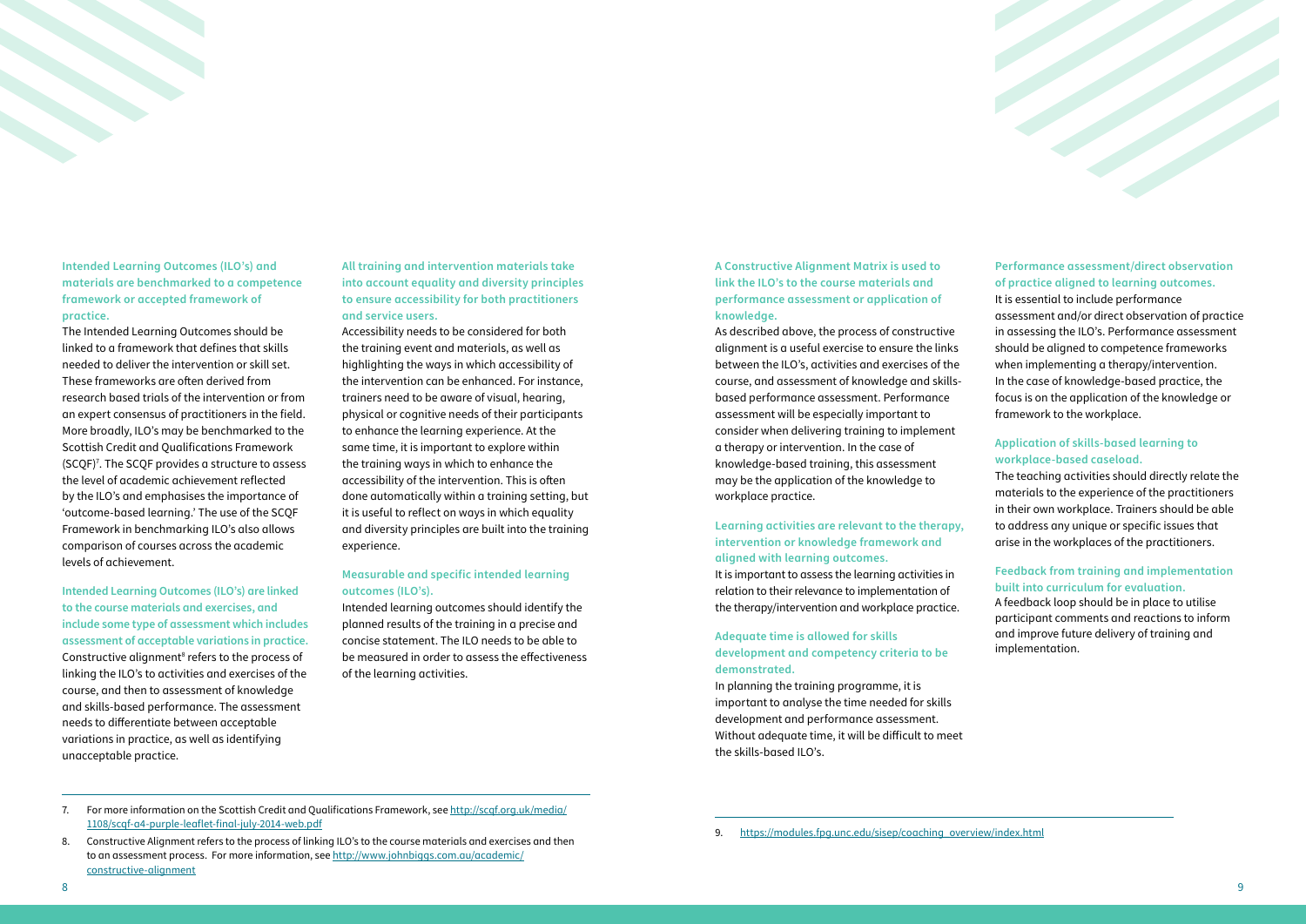### Intended Learning Outcomes (ILO's) and materials are benchmarked to a competence framework or accepted framework of practice.

The Intended Learning Outcomes should be linked to a framework that defines that skills needed to deliver the intervention or skill set. These frameworks are often derived from research based trials of the intervention or from an expert consensus of practitioners in the field. More broadly, ILO's may be benchmarked to the Scottish Credit and Qualifications Framework (SCQF)[7]. The SCQF provides a structure to assess the level of academic achievement reflected by the ILO's and emphasises the importance of 'outcome-based learning.' The use of the SCQF Framework in benchmarking ILO's also allows comparison of courses across the academic levels of achievement.

### Intended Learning Outcomes (ILO's) are linked to the course materials and exercises, and include some type of assessment which includes assessment of acceptable variations in practice.

Constructive alignment[8] refers to the process of linking the ILO's to activities and exercises of the course, and then to assessment of knowledge and skills-based performance. The assessment needs to differentiate between acceptable variations in practice, as well as identifying unacceptable practice.

### All training and intervention materials take into account equality and diversity principles to ensure accessibility for both practitioners and service users.

Accessibility needs to be considered for both the training event and materials, as well as highlighting the ways in which accessibility of the intervention can be enhanced. For instance, trainers need to be aware of visual, hearing, physical or cognitive needs of their participants to enhance the learning experience. At the same time, it is important to explore within the training ways in which to enhance the accessibility of the intervention. This is often done automatically within a training setting, but it is useful to reflect on ways in which equality and diversity principles are built into the training experience.

### Measurable and specific intended learning outcomes (ILO's).

Intended learning outcomes should identify the planned results of the training in a precise and concise statement. The ILO needs to be able to be measured in order to assess the effectiveness of the learning activities.

### A Constructive Alignment Matrix is used to link the ILO's to the course materials and performance assessment or application of knowledge.

As described above, the process of constructive alignment is a useful exercise to ensure the links between the ILO's, activities and exercises of the course, and assessment of knowledge and skills-based performance assessment. Performance assessment will be especially important to consider when delivering training to implement a therapy or intervention. In the case of knowledge-based training, this assessment may be the application of the knowledge to workplace practice.

### Learning activities are relevant to the therapy, intervention or knowledge framework and aligned with learning outcomes.

It is important to assess the learning activities in relation to their relevance to implementation of the therapy/intervention and workplace practice.

### Adequate time is allowed for skills development and competency criteria to be demonstrated.

In planning the training programme, it is important to analyse the time needed for skills development and performance assessment. Without adequate time, it will be difficult to meet the skills-based ILO's.

### Performance assessment/direct observation of practice aligned to learning outcomes.

It is essential to include performance assessment and/or direct observation of practice in assessing the ILO's. Performance assessment should be aligned to competence frameworks when implementing a therapy/intervention. In the case of knowledge-based practice, the focus is on the application of the knowledge or framework to the workplace.

### Application of skills-based learning to workplace-based caseload.

The teaching activities should directly relate the materials to the experience of the practitioners in their own workplace. Trainers should be able to address any unique or specific issues that arise in the workplaces of the practitioners.

### Feedback from training and implementation built into curriculum for evaluation.

A feedback loop should be in place to utilise participant comments and reactions to inform and improve future delivery of training and implementation.

---

7. For more information on the Scottish Credit and Qualifications Framework, see http://scqf.org.uk/media/1108/scqf-a4-purple-leaflet-final-july-2014-web.pdf
8. Constructive Alignment refers to the process of linking ILO's to the course materials and exercises and then to an assessment process. For more information, see http://www.johnbiggs.com.au/academic/constructive-alignment
9. https://modules.fpg.unc.edu/sisep/coaching_overview/index.html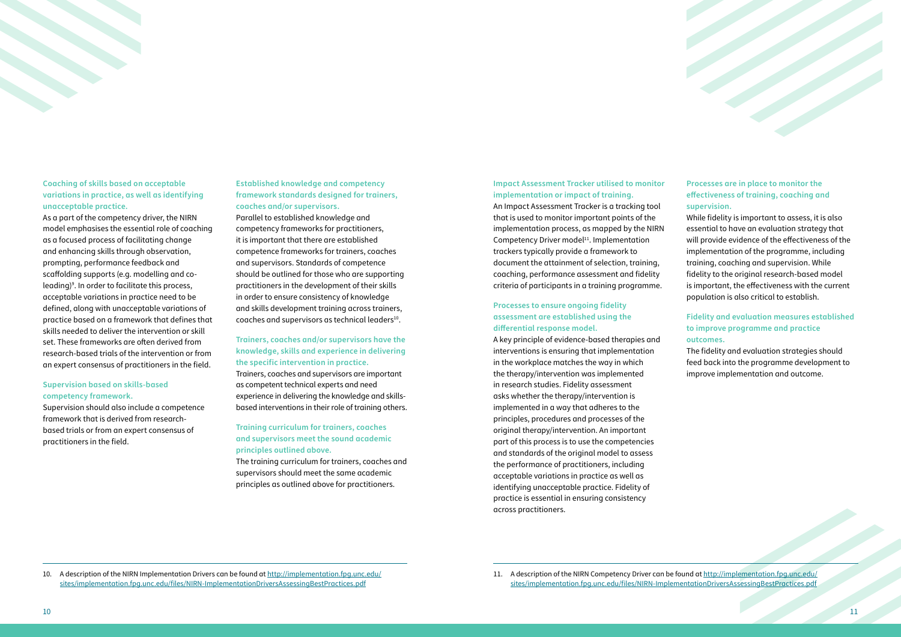### Coaching of skills based on acceptable variations in practice, as well as identifying unacceptable practice.

As a part of the competency driver, the NIRN model emphasises the essential role of coaching as a focused process of facilitating change and enhancing skills through observation, prompting, performance feedback and scaffolding supports (e.g. modelling and co-leading)[9]. In order to facilitate this process, acceptable variations in practice need to be defined, along with unacceptable variations of practice based on a framework that defines that skills needed to deliver the intervention or skill set. These frameworks are often derived from research-based trials of the intervention or from an expert consensus of practitioners in the field.

### Supervision based on skills-based competency framework.

Supervision should also include a competence framework that is derived from research-based trials or from an expert consensus of practitioners in the field.

### Established knowledge and competency framework standards designed for trainers, coaches and/or supervisors.

Parallel to established knowledge and competency frameworks for practitioners, it is important that there are established competence frameworks for trainers, coaches and supervisors. Standards of competence should be outlined for those who are supporting practitioners in the development of their skills in order to ensure consistency of knowledge and skills development training across trainers, coaches and supervisors as technical leaders[10].

### Trainers, coaches and/or supervisors have the knowledge, skills and experience in delivering the specific intervention in practice.

Trainers, coaches and supervisors are important as competent technical experts and need experience in delivering the knowledge and skills-based interventions in their role of training others.

### Training curriculum for trainers, coaches and supervisors meet the sound academic principles outlined above.

The training curriculum for trainers, coaches and supervisors should meet the same academic principles as outlined above for practitioners.

### Impact Assessment Tracker utilised to monitor implementation or impact of training.

An Impact Assessment Tracker is a tracking tool that is used to monitor important points of the implementation process, as mapped by the NIRN Competency Driver model[11]. Implementation trackers typically provide a framework to document the attainment of selection, training, coaching, performance assessment and fidelity criteria of participants in a training programme.

### Processes to ensure ongoing fidelity assessment are established using the differential response model.

A key principle of evidence-based therapies and interventions is ensuring that implementation in the workplace matches the way in which the therapy/intervention was implemented in research studies. Fidelity assessment asks whether the therapy/intervention is implemented in a way that adheres to the principles, procedures and processes of the original therapy/intervention. An important part of this process is to use the competencies and standards of the original model to assess the performance of practitioners, including acceptable variations in practice as well as identifying unacceptable practice. Fidelity of practice is essential in ensuring consistency across practitioners.

### Processes are in place to monitor the effectiveness of training, coaching and supervision.

While fidelity is important to assess, it is also essential to have an evaluation strategy that will provide evidence of the effectiveness of the implementation of the programme, including training, coaching and supervision. While fidelity to the original research-based model is important, the effectiveness with the current population is also critical to establish.

### Fidelity and evaluation measures established to improve programme and practice outcomes.

The fidelity and evaluation strategies should feed back into the programme development to improve implementation and outcome.

---

10. A description of the NIRN Implementation Drivers can be found at http://implementation.fpg.unc.edu/sites/implementation.fpg.unc.edu/files/NIRN-ImplementationDriversAssessingBestPractices.pdf

11. A description of the NIRN Competency Driver can be found at http://implementation.fpg.unc.edu/sites/implementation.fpg.unc.edu/files/NIRN-ImplementationDriversAssessingBestPractices.pdf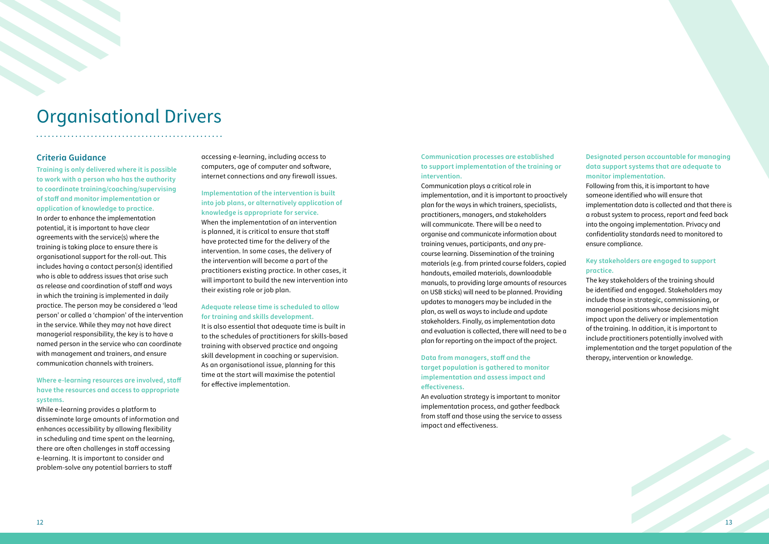# Organisational Drivers

## Criteria Guidance

**Training is only delivered where it is possible to work with a person who has the authority to coordinate training/coaching/supervising of staff and monitor implementation or application of knowledge to practice.**

In order to enhance the implementation potential, it is important to have clear agreements with the service(s) where the training is taking place to ensure there is organisational support for the roll-out. This includes having a contact person(s) identified who is able to address issues that arise such as release and coordination of staff and ways in which the training is implemented in daily practice. The person may be considered a 'lead person' or called a 'champion' of the intervention in the service. While they may not have direct managerial responsibility, the key is to have a named person in the service who can coordinate with management and trainers, and ensure communication channels with trainers.

**Where e-learning resources are involved, staff have the resources and access to appropriate systems.**

While e-learning provides a platform to disseminate large amounts of information and enhances accessibility by allowing flexibility in scheduling and time spent on the learning, there are often challenges in staff accessing e-learning. It is important to consider and problem-solve any potential barriers to staff accessing e-learning, including access to computers, age of computer and software, internet connections and any firewall issues.

**Implementation of the intervention is built into job plans, or alternatively application of knowledge is appropriate for service.**

When the implementation of an intervention is planned, it is critical to ensure that staff have protected time for the delivery of the intervention. In some cases, the delivery of the intervention will become a part of the practitioners existing practice. In other cases, it will important to build the new intervention into their existing role or job plan.

**Adequate release time is scheduled to allow for training and skills development.**

It is also essential that adequate time is built in to the schedules of practitioners for skills-based training with observed practice and ongoing skill development in coaching or supervision. As an organisational issue, planning for this time at the start will maximise the potential for effective implementation.

**Communication processes are established to support implementation of the training or intervention.**

Communication plays a critical role in implementation, and it is important to proactively plan for the ways in which trainers, specialists, practitioners, managers, and stakeholders will communicate. There will be a need to organise and communicate information about training venues, participants, and any pre-course learning. Dissemination of the training materials (e.g. from printed course folders, copied handouts, emailed materials, downloadable manuals, to providing large amounts of resources on USB sticks) will need to be planned. Providing updates to managers may be included in the plan, as well as ways to include and update stakeholders. Finally, as implementation data and evaluation is collected, there will need to be a plan for reporting on the impact of the project.

**Data from managers, staff and the target population is gathered to monitor implementation and assess impact and effectiveness.**

An evaluation strategy is important to monitor implementation process, and gather feedback from staff and those using the service to assess impact and effectiveness.

**Designated person accountable for managing data support systems that are adequate to monitor implementation.**

Following from this, it is important to have someone identified who will ensure that implementation data is collected and that there is a robust system to process, report and feed back into the ongoing implementation. Privacy and confidentiality standards need to monitored to ensure compliance.

**Key stakeholders are engaged to support practice.**

The key stakeholders of the training should be identified and engaged. Stakeholders may include those in strategic, commissioning, or managerial positions whose decisions might impact upon the delivery or implementation of the training. In addition, it is important to include practitioners potentially involved with implementation and the target population of the therapy, intervention or knowledge.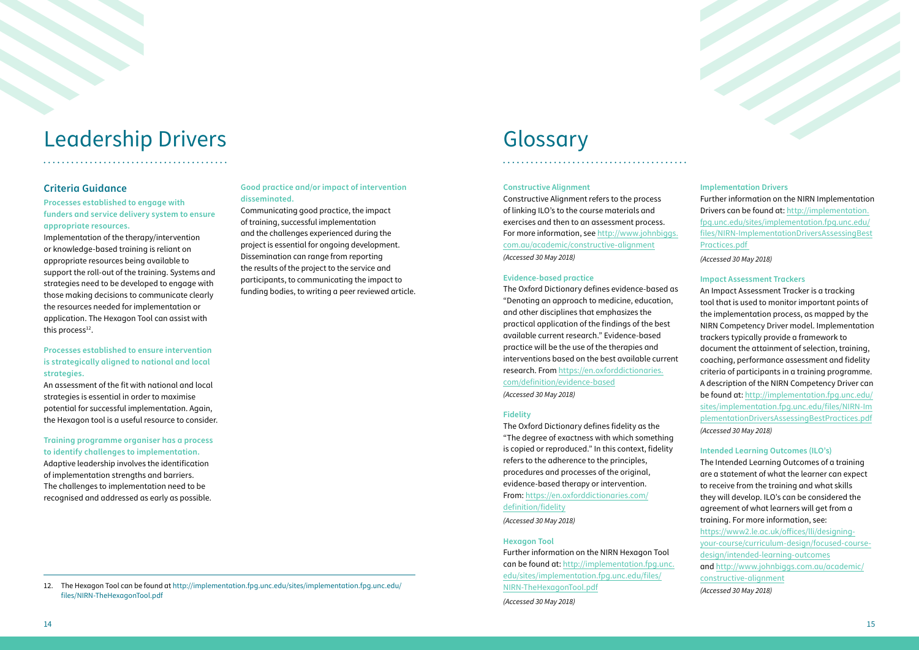# Leadership Drivers

## Criteria Guidance

### Processes established to engage with funders and service delivery system to ensure appropriate resources.

Implementation of the therapy/intervention or knowledge-based training is reliant on appropriate resources being available to support the roll-out of the training. Systems and strategies need to be developed to engage with those making decisions to communicate clearly the resources needed for implementation or application. The Hexagon Tool can assist with this process[12].

### Processes established to ensure intervention is strategically aligned to national and local strategies.

An assessment of the fit with national and local strategies is essential in order to maximise potential for successful implementation. Again, the Hexagon tool is a useful resource to consider.

### Training programme organiser has a process to identify challenges to implementation.

Adaptive leadership involves the identification of implementation strengths and barriers. The challenges to implementation need to be recognised and addressed as early as possible.

### Good practice and/or impact of intervention disseminated.

Communicating good practice, the impact of training, successful implementation and the challenges experienced during the project is essential for ongoing development. Dissemination can range from reporting the results of the project to the service and participants, to communicating the impact to funding bodies, to writing a peer reviewed article.

12. The Hexagon Tool can be found at http://implementation.fpg.unc.edu/sites/implementation.fpg.unc.edu/files/NIRN-TheHexagonTool.pdf

# Glossary

### Constructive Alignment

Constructive Alignment refers to the process of linking ILO's to the course materials and exercises and then to an assessment process. For more information, see http://www.johnbiggs.com.au/academic/constructive-alignment
*(Accessed 30 May 2018)*

### Evidence-based practice

The Oxford Dictionary defines evidence-based as "Denoting an approach to medicine, education, and other disciplines that emphasizes the practical application of the findings of the best available current research." Evidence-based practice will be the use of the therapies and interventions based on the best available current research. From https://en.oxforddictionaries.com/definition/evidence-based
*(Accessed 30 May 2018)*

### Fidelity

The Oxford Dictionary defines fidelity as the "The degree of exactness with which something is copied or reproduced." In this context, fidelity refers to the adherence to the principles, procedures and processes of the original, evidence-based therapy or intervention. From: https://en.oxforddictionaries.com/definition/fidelity
*(Accessed 30 May 2018)*

### Hexagon Tool

Further information on the NIRN Hexagon Tool can be found at: http://implementation.fpg.unc.edu/sites/implementation.fpg.unc.edu/files/NIRN-TheHexagonTool.pdf
*(Accessed 30 May 2018)*

### Implementation Drivers

Further information on the NIRN Implementation Drivers can be found at: http://implementation.fpg.unc.edu/sites/implementation.fpg.unc.edu/files/NIRN-ImplementationDriversAssessingBestPractices.pdf
*(Accessed 30 May 2018)*

### Impact Assessment Trackers

An Impact Assessment Tracker is a tracking tool that is used to monitor important points of the implementation process, as mapped by the NIRN Competency Driver model. Implementation trackers typically provide a framework to document the attainment of selection, training, coaching, performance assessment and fidelity criteria of participants in a training programme. A description of the NIRN Competency Driver can be found at: http://implementation.fpg.unc.edu/sites/implementation.fpg.unc.edu/files/NIRN-ImplementationDriversAssessingBestPractices.pdf
*(Accessed 30 May 2018)*

### Intended Learning Outcomes (ILO's)

The Intended Learning Outcomes of a training are a statement of what the learner can expect to receive from the training and what skills they will develop. ILO's can be considered the agreement of what learners will get from a training. For more information, see: https://www2.le.ac.uk/offices/lli/designing-your-course/curriculum-design/focused-course-design/intended-learning-outcomes and http://www.johnbiggs.com.au/academic/constructive-alignment
*(Accessed 30 May 2018)*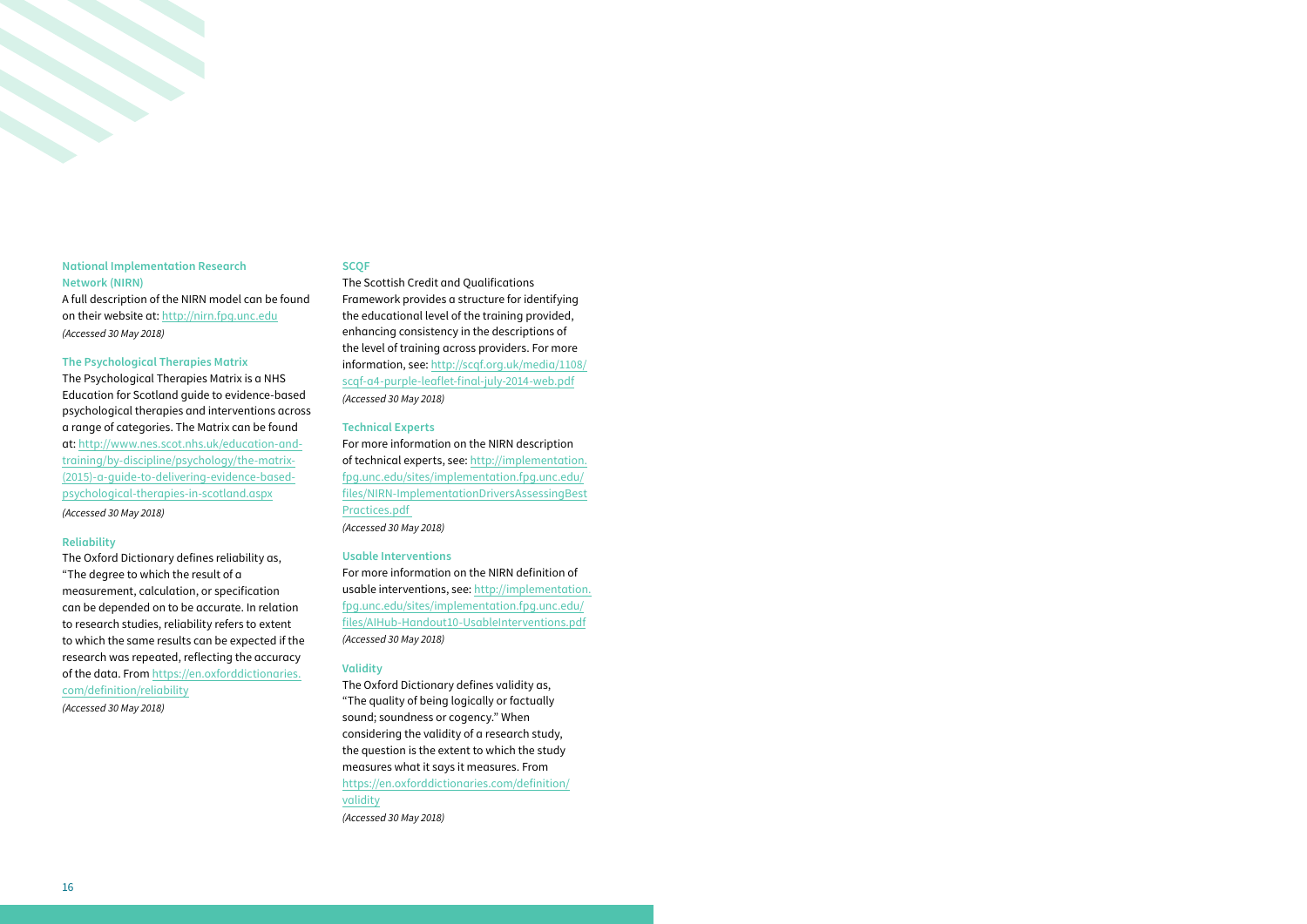### National Implementation Research Network (NIRN)

A full description of the NIRN model can be found on their website at: http://nirn.fpg.unc.edu
*(Accessed 30 May 2018)*

### The Psychological Therapies Matrix

The Psychological Therapies Matrix is a NHS Education for Scotland guide to evidence-based psychological therapies and interventions across a range of categories. The Matrix can be found at: http://www.nes.scot.nhs.uk/education-and-training/by-discipline/psychology/the-matrix-(2015)-a-guide-to-delivering-evidence-based-psychological-therapies-in-scotland.aspx
*(Accessed 30 May 2018)*

### Reliability

The Oxford Dictionary defines reliability as, "The degree to which the result of a measurement, calculation, or specification can be depended on to be accurate. In relation to research studies, reliability refers to extent to which the same results can be expected if the research was repeated, reflecting the accuracy of the data. From https://en.oxforddictionaries.com/definition/reliability
*(Accessed 30 May 2018)*

### SCQF

The Scottish Credit and Qualifications Framework provides a structure for identifying the educational level of the training provided, enhancing consistency in the descriptions of the level of training across providers. For more information, see: http://scqf.org.uk/media/1108/scqf-a4-purple-leaflet-final-july-2014-web.pdf
*(Accessed 30 May 2018)*

### Technical Experts

For more information on the NIRN description of technical experts, see: http://implementation.fpg.unc.edu/sites/implementation.fpg.unc.edu/files/NIRN-ImplementationDriversAssessingBestPractices.pdf
*(Accessed 30 May 2018)*

### Usable Interventions

For more information on the NIRN definition of usable interventions, see: http://implementation.fpg.unc.edu/sites/implementation.fpg.unc.edu/files/AIHub-Handout10-UsableInterventions.pdf
*(Accessed 30 May 2018)*

### Validity

The Oxford Dictionary defines validity as, "The quality of being logically or factually sound; soundness or cogency." When considering the validity of a research study, the question is the extent to which the study measures what it says it measures. From https://en.oxforddictionaries.com/definition/validity
*(Accessed 30 May 2018)*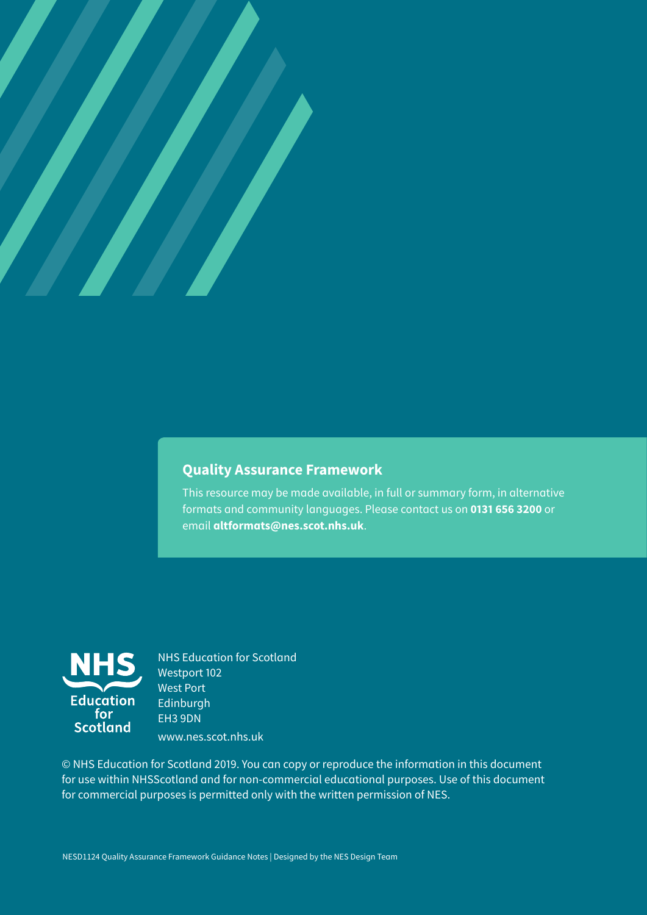## Quality Assurance Framework

This resource may be made available, in full or summary form, in alternative formats and community languages. Please contact us on **0131 656 3200** or email **altformats@nes.scot.nhs.uk**.

NHS Education for Scotland
Westport 102
West Port
Edinburgh
EH3 9DN
www.nes.scot.nhs.uk

© NHS Education for Scotland 2019. You can copy or reproduce the information in this document for use within NHSScotland and for non-commercial educational purposes. Use of this document for commercial purposes is permitted only with the written permission of NES.

NESD1124 Quality Assurance Framework Guidance Notes | Designed by the NES Design Team